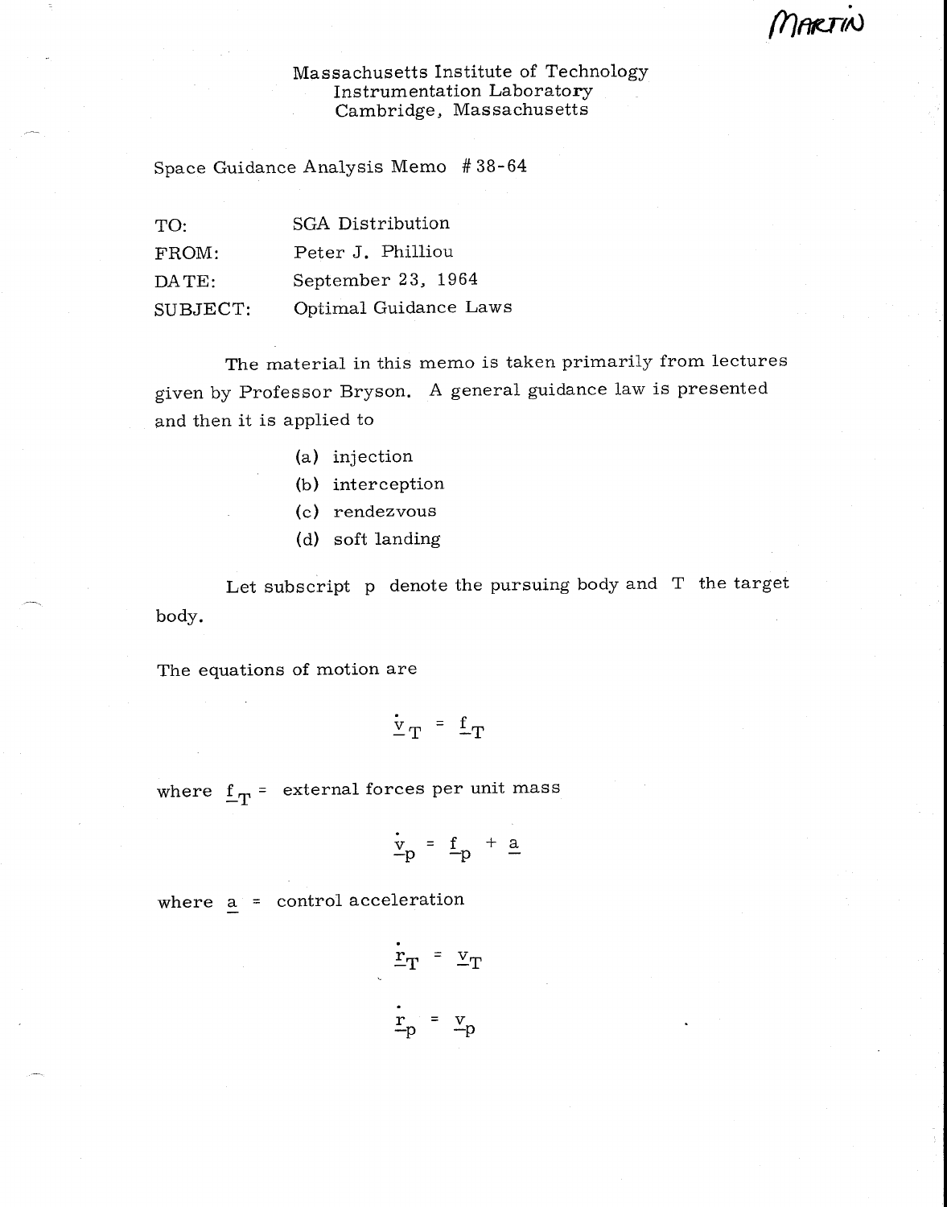Martin

Massachusetts Institute of Technology
Instrumentation Laboratory
Cambridge, Massachusetts

Space Guidance Analysis Memo # 38-64

| | |
|---|---|
| TO: | SGA Distribution |
| FROM: | Peter J. Philliou |
| DATE: | September 23, 1964 |
| SUBJECT: | Optimal Guidance Laws |

The material in this memo is taken primarily from lectures given by Professor Bryson. A general guidance law is presented and then it is applied to

(a) injection
(b) interception
(c) rendezvous
(d) soft landing

Let subscript p denote the pursuing body and T the target body.

The equations of motion are

$$\dot{\underline{v}}_T = \underline{f}_T$$

where $\underline{f}_T$ = external forces per unit mass

$$\dot{\underline{v}}_p = \underline{f}_p + \underline{a}$$

where $\underline{a}$ = control acceleration

$$\dot{\underline{r}}_T = \underline{v}_T$$

$$\dot{\underline{r}}_p = \underline{v}_p$$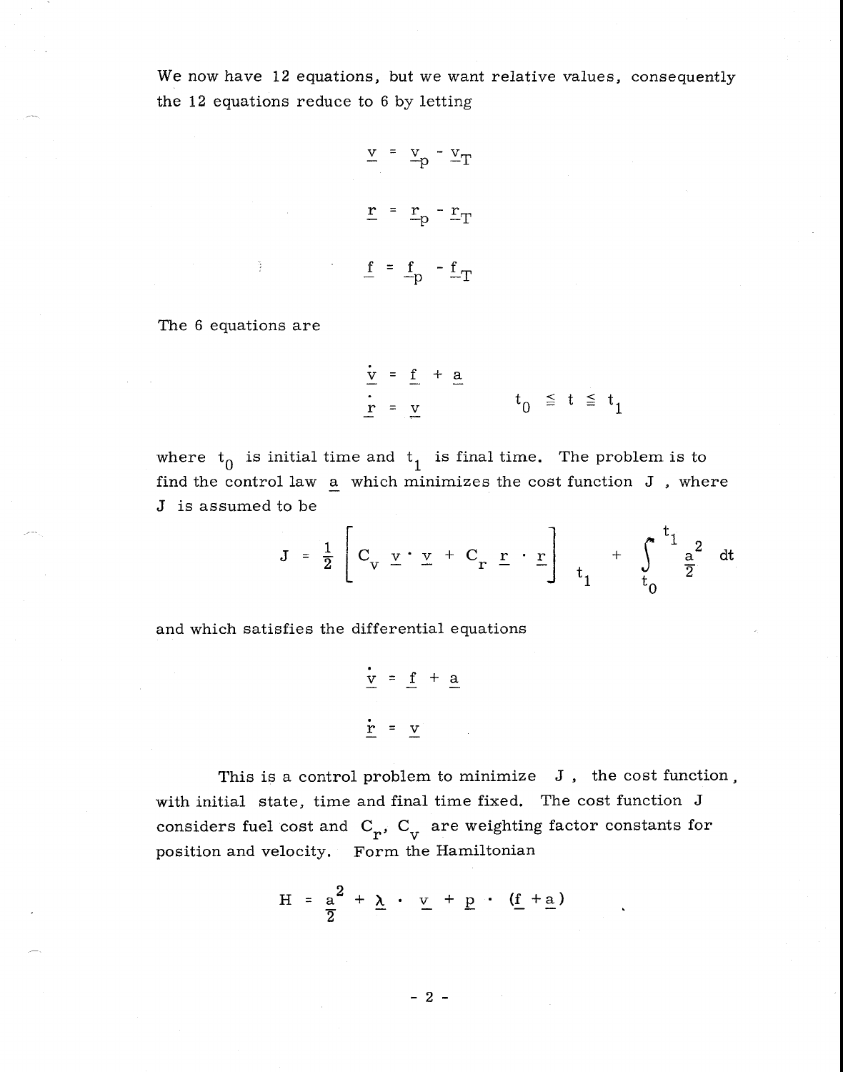We now have 12 equations, but we want relative values, consequently the 12 equations reduce to 6 by letting

$$\underline{v} = \underline{v}_p - \underline{v}_T$$

$$\underline{r} = \underline{r}_p - \underline{r}_T$$

$$\underline{f} = \underline{f}_p - \underline{f}_T$$

The 6 equations are

$$\begin{aligned} \dot{\underline{v}} &= \underline{f} + \underline{a} \\ \dot{\underline{r}} &= \underline{v} \end{aligned} \qquad t_0 \leqq t \leqq t_1$$

where $t_0$ is initial time and $t_1$ is final time. The problem is to find the control law $\underline{a}$ which minimizes the cost function $J$, where $J$ is assumed to be

$$J = \frac{1}{2} \left[ C_v \, \underline{v} \cdot \underline{v} + C_r \, \underline{r} \cdot \underline{r} \right]_{t_1} + \int_{t_0}^{t_1} \frac{a^2}{2} \, dt$$

and which satisfies the differential equations

$$\dot{\underline{v}} = \underline{f} + \underline{a}$$

$$\dot{\underline{r}} = \underline{v}$$

This is a control problem to minimize $J$, the cost function, with initial state, time and final time fixed. The cost function $J$ considers fuel cost and $C_r$, $C_v$ are weighting factor constants for position and velocity. Form the Hamiltonian

$$H = \frac{a^2}{2} + \underline{\lambda} \cdot \underline{v} + \underline{p} \cdot (\underline{f} + \underline{a})$$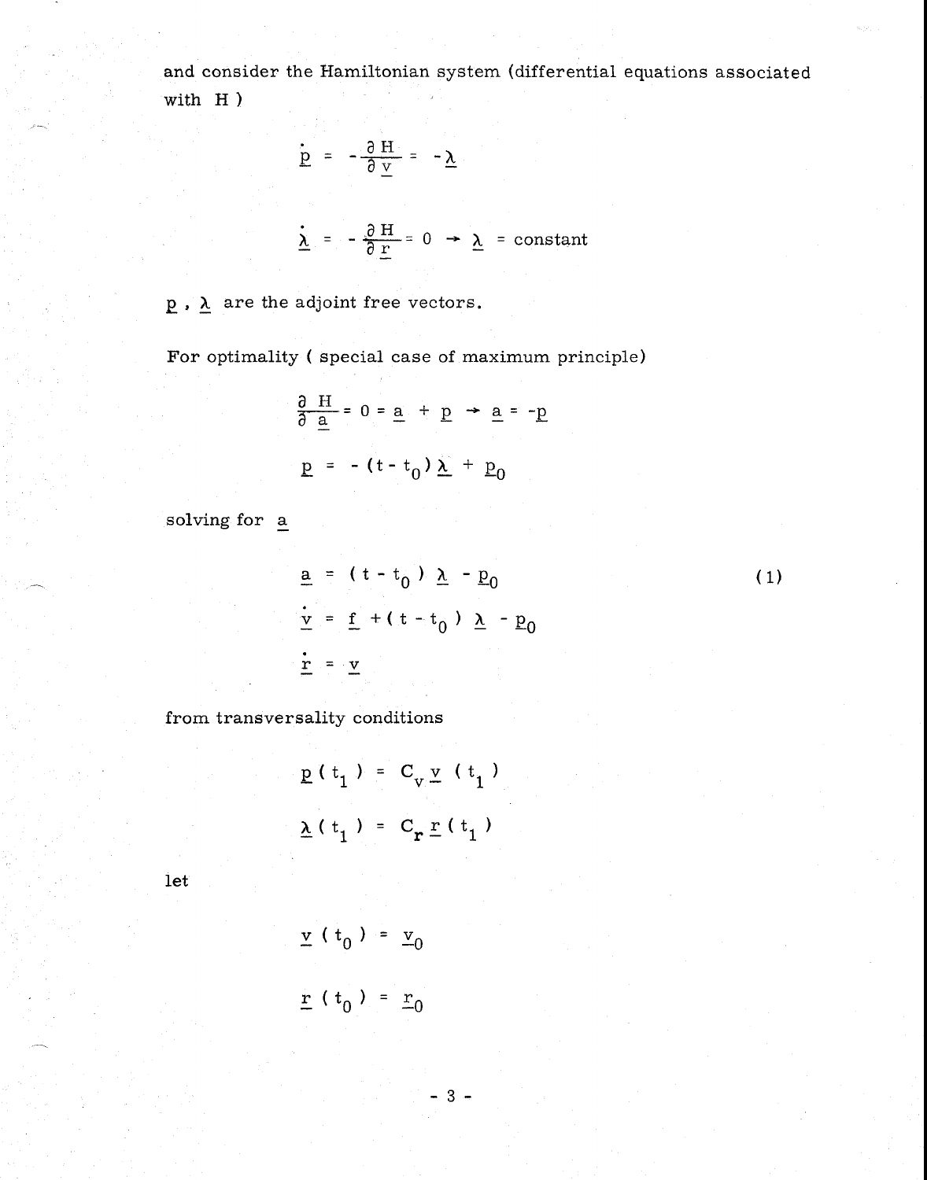and consider the Hamiltonian system (differential equations associated with $H$ )

$$\dot{\underline{p}} = -\frac{\partial H}{\partial \underline{v}} = -\underline{\lambda}$$

$$\dot{\underline{\lambda}} = -\frac{\partial H}{\partial \underline{r}} = 0 \rightarrow \underline{\lambda} = \text{constant}$$

$\underline{p}$ , $\underline{\lambda}$ are the adjoint free vectors.

For optimality ( special case of maximum principle)

$$\frac{\partial H}{\partial \underline{a}} = 0 = \underline{a} + \underline{p} \rightarrow \underline{a} = -\underline{p}$$

$$\underline{p} = -(t - t_0)\underline{\lambda} + \underline{p}_0$$

solving for $\underline{a}$

$$\underline{a} = (t - t_0)\underline{\lambda} - \underline{p}_0 \tag{1}$$

$$\dot{\underline{v}} = \underline{f} + (t - t_0)\underline{\lambda} - \underline{p}_0$$

$$\dot{\underline{r}} = \underline{v}$$

from transversality conditions

$$\underline{p}(t_1) = C_v \underline{v}(t_1)$$

$$\underline{\lambda}(t_1) = C_r \underline{r}(t_1)$$

let

$$\underline{v}(t_0) = \underline{v}_0$$

$$\underline{r}(t_0) = \underline{r}_0$$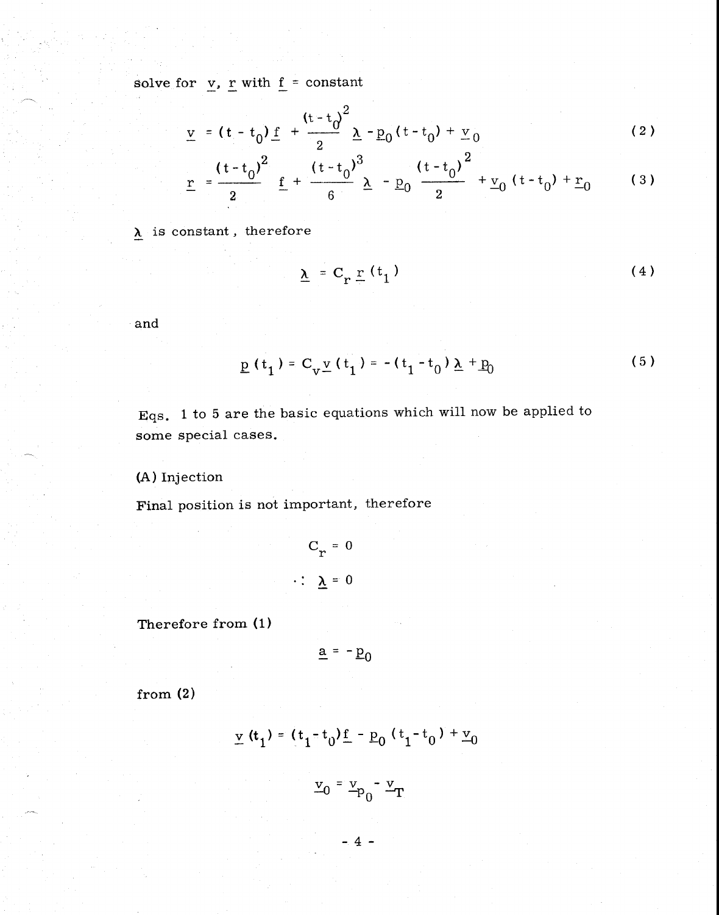solve for $\underline{v}$, $\underline{r}$ with $\underline{f}$ = constant

$$\underline{v} = (t - t_0)\underline{f} + \frac{(t - t_0)^2}{2} \underline{\lambda} - \underline{p}_0 (t - t_0) + \underline{v}_0 \tag{2}$$

$$\underline{r} = \frac{(t - t_0)^2}{2} \underline{f} + \frac{(t - t_0)^3}{6} \underline{\lambda} - \underline{p}_0 \frac{(t - t_0)^2}{2} + \underline{v}_0 (t - t_0) + \underline{r}_0 \tag{3}$$

$\underline{\lambda}$ is constant, therefore

$$\underline{\lambda} = C_r \underline{r} (t_1) \tag{4}$$

and

$$\underline{p} (t_1) = C_v \underline{v} (t_1) = - (t_1 - t_0) \underline{\lambda} + \underline{p}_0 \tag{5}$$

Eqs. 1 to 5 are the basic equations which will now be applied to some special cases.

(A) Injection

Final position is not important, therefore

$$C_r = 0$$

$$\therefore \ \underline{\lambda} = 0$$

Therefore from (1)

$$\underline{a} = - \underline{p}_0$$

from (2)

$$\underline{v} (t_1) = (t_1 - t_0)\underline{f} - \underline{p}_0 (t_1 - t_0) + \underline{v}_0$$

$$\underline{v}_0 = \underline{v}_{p_0} - \underline{v}_T$$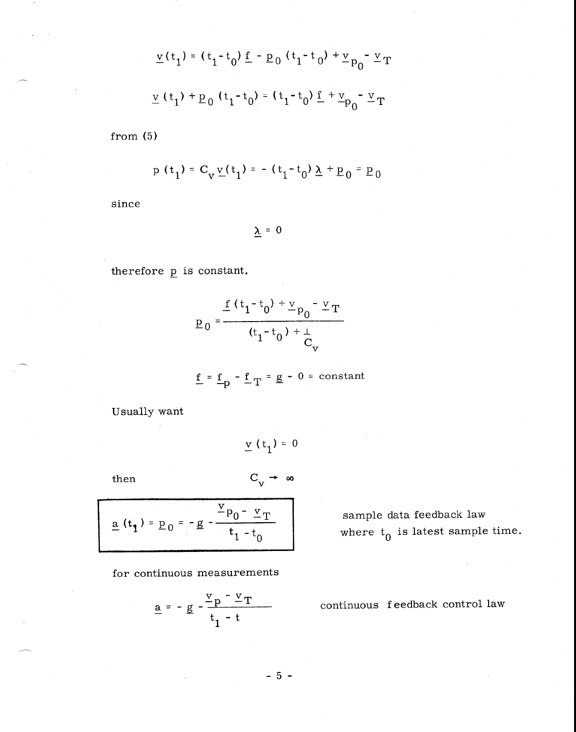$$\underline{v}(t_1) = (t_1 - t_0)\underline{f} - \underline{p}_0 (t_1 - t_0) + \underline{v}_{p_0} - \underline{v}_T$$

$$\underline{v}(t_1) + \underline{p}_0 (t_1 - t_0) = (t_1 - t_0)\underline{f} + \underline{v}_{p_0} - \underline{v}_T$$

from (5)

$$p(t_1) = C_v \underline{v}(t_1) = -(t_1 - t_0)\underline{\lambda} + \underline{p}_0 = \underline{p}_0$$

since

$$\underline{\lambda} = 0$$

therefore $\underline{p}$ is constant.

$$\underline{p}_0 = \frac{\underline{f}(t_1 - t_0) + \underline{v}_{p_0} - \underline{v}_T}{(t_1 - t_0) + \frac{1}{C_v}}$$

$$\underline{f} = \underline{f}_p - \underline{f}_T = \underline{g} - 0 = \text{constant}$$

Usually want

$$\underline{v}(t_1) = 0$$

then

$$C_v \rightarrow \infty$$

$$\boxed{\underline{a}(t_1) = \underline{p}_0 = -\underline{g} - \frac{\underline{v}_{p_0} - \underline{v}_T}{t_1 - t_0}}$$

sample data feedback law where $t_0$ is latest sample time.

for continuous measurements

$$\underline{a} = -\underline{g} - \frac{\underline{v}_p - \underline{v}_T}{t_1 - t}$$

continuous feedback control law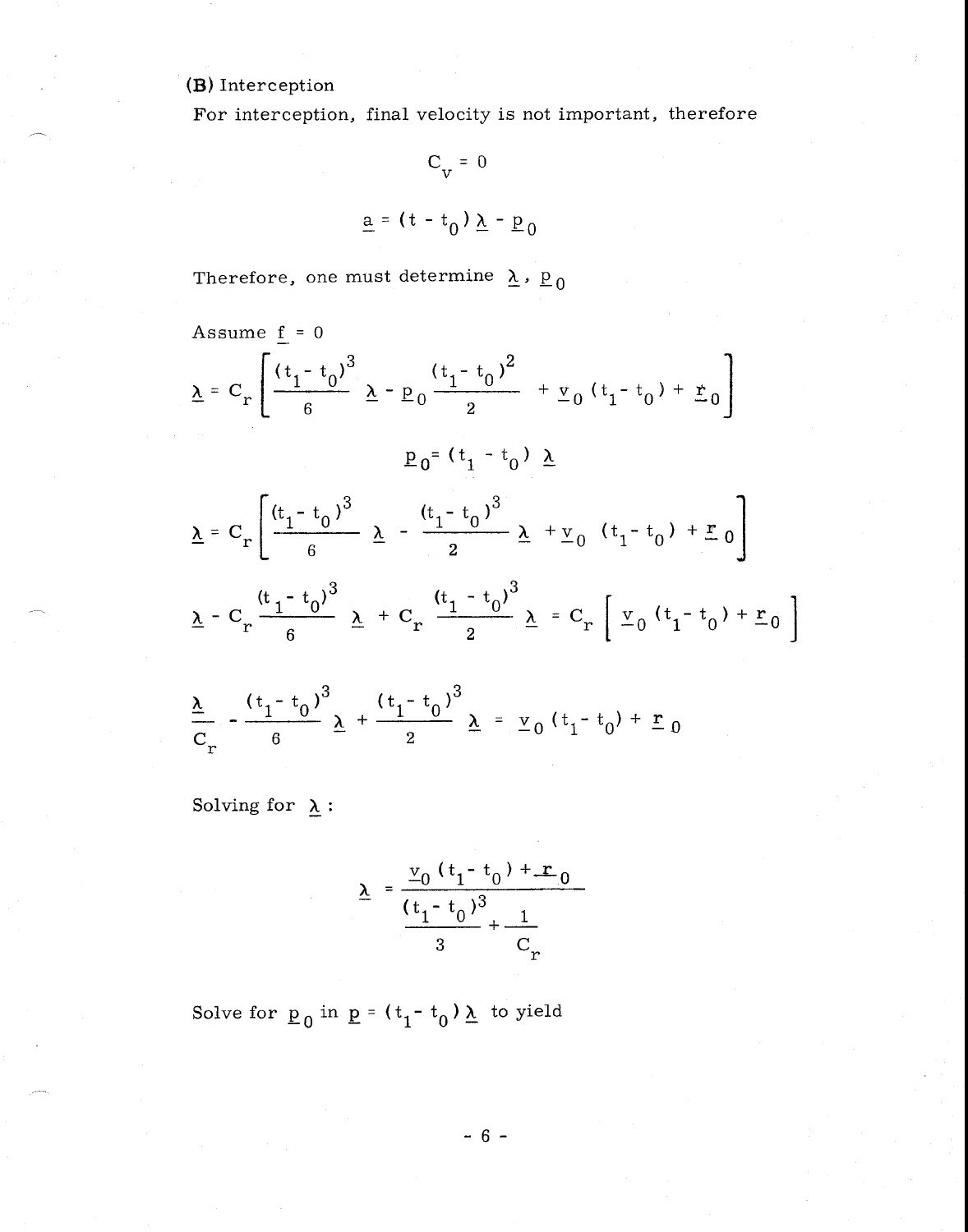**(B)** Interception

For interception, final velocity is not important, therefore

$$C_V = 0$$

$$\underline{a} = (t - t_0)\,\underline{\lambda} - \underline{p}_0$$

Therefore, one must determine $\underline{\lambda}$, $\underline{p}_0$

Assume $\underline{f} = 0$

$$\underline{\lambda} = C_r \left[ \frac{(t_1 - t_0)^3}{6}\,\underline{\lambda} - \underline{p}_0 \frac{(t_1 - t_0)^2}{2} + \underline{v}_0 (t_1 - t_0) + \underline{r}_0 \right]$$

$$\underline{p}_0 = (t_1 - t_0)\,\underline{\lambda}$$

$$\underline{\lambda} = C_r \left[ \frac{(t_1 - t_0)^3}{6}\,\underline{\lambda} - \frac{(t_1 - t_0)^3}{2}\,\underline{\lambda} + \underline{v}_0 (t_1 - t_0) + \underline{r}_0 \right]$$

$$\underline{\lambda} - C_r \frac{(t_1 - t_0)^3}{6}\,\underline{\lambda} + C_r \frac{(t_1 - t_0)^3}{2}\,\underline{\lambda} = C_r \left[ \underline{v}_0 (t_1 - t_0) + \underline{r}_0 \right]$$

$$\frac{\underline{\lambda}}{C_r} - \frac{(t_1 - t_0)^3}{6}\,\underline{\lambda} + \frac{(t_1 - t_0)^3}{2}\,\underline{\lambda} = \underline{v}_0 (t_1 - t_0) + \underline{r}_0$$

Solving for $\underline{\lambda}$ :

$$\underline{\lambda} = \frac{\underline{v}_0 (t_1 - t_0) + \underline{r}_0}{\dfrac{(t_1 - t_0)^3}{3} + \dfrac{1}{C_r}}$$

Solve for $\underline{p}_0$ in $\underline{p} = (t_1 - t_0)\,\underline{\lambda}$ to yield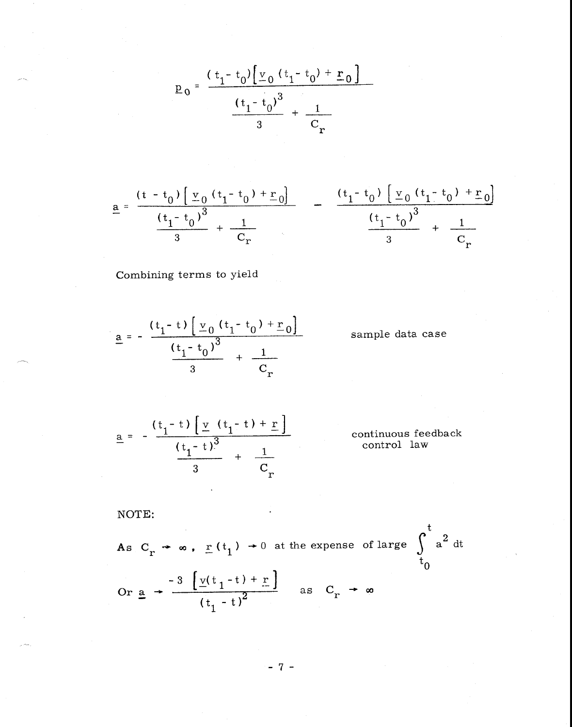$$\underline{p}_0 = \frac{(t_1 - t_0)\left[\underline{v}_0 (t_1 - t_0) + \underline{r}_0\right]}{\frac{(t_1 - t_0)^3}{3} + \frac{1}{C_r}}$$

$$\underline{a} = \frac{(t - t_0)\left[\underline{v}_0 (t_1 - t_0) + \underline{r}_0\right]}{\frac{(t_1 - t_0)^3}{3} + \frac{1}{C_r}} - \frac{(t_1 - t_0)\left[\underline{v}_0 (t_1 - t_0) + \underline{r}_0\right]}{\frac{(t_1 - t_0)^3}{3} + \frac{1}{C_r}}$$

Combining terms to yield

$$\underline{a} = - \frac{(t_1 - t)\left[\underline{v}_0 (t_1 - t_0) + \underline{r}_0\right]}{\frac{(t_1 - t_0)^3}{3} + \frac{1}{C_r}}$$

sample data case

$$\underline{a} = - \frac{(t_1 - t)\left[\underline{v} (t_1 - t) + \underline{r}\right]}{\frac{(t_1 - t)^3}{3} + \frac{1}{C_r}}$$

continuous feedback control law

NOTE:

As $C_r \rightarrow \infty$, $\underline{r}(t_1) \rightarrow 0$ at the expense of large $\int_{t_0}^{t} a^2 \, dt$

Or $\underline{a} \rightarrow \frac{-3\left[\underline{v}(t_1 - t) + \underline{r}\right]}{(t_1 - t)^2}$ as $C_r \rightarrow \infty$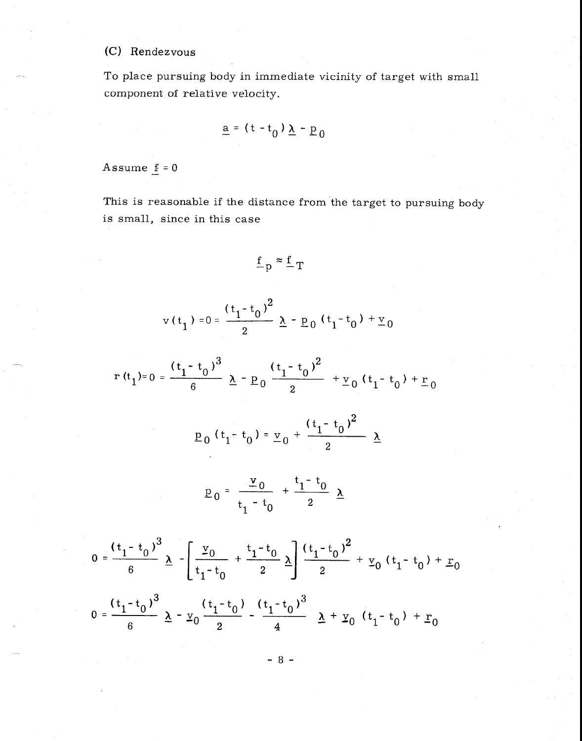### (C) Rendezvous

To place pursuing body in immediate vicinity of target with small component of relative velocity.

$$\underline{a} = (t - t_0)\,\underline{\lambda} - \underline{p}_0$$

Assume $\underline{f} = 0$

This is reasonable if the distance from the target to pursuing body is small, since in this case

$$\underline{f}_p \approx \underline{f}_T$$

$$v(t_1) = 0 = \frac{(t_1 - t_0)^2}{2}\,\underline{\lambda} - \underline{p}_0\,(t_1 - t_0) + \underline{v}_0$$

$$r(t_1) = 0 = \frac{(t_1 - t_0)^3}{6}\,\underline{\lambda} - \underline{p}_0\,\frac{(t_1 - t_0)^2}{2} + \underline{v}_0\,(t_1 - t_0) + \underline{r}_0$$

$$\underline{p}_0\,(t_1 - t_0) = \underline{v}_0 + \frac{(t_1 - t_0)^2}{2}\,\underline{\lambda}$$

$$\underline{p}_0 = \frac{\underline{v}_0}{t_1 - t_0} + \frac{t_1 - t_0}{2}\,\underline{\lambda}$$

$$0 = \frac{(t_1 - t_0)^3}{6}\,\underline{\lambda} - \left[\frac{\underline{v}_0}{t_1 - t_0} + \frac{t_1 - t_0}{2}\,\underline{\lambda}\right]\frac{(t_1 - t_0)^2}{2} + \underline{v}_0\,(t_1 - t_0) + \underline{r}_0$$

$$0 = \frac{(t_1 - t_0)^3}{6}\,\underline{\lambda} - \underline{v}_0\,\frac{(t_1 - t_0)}{2} - \frac{(t_1 - t_0)^3}{4}\,\underline{\lambda} + \underline{v}_0\,(t_1 - t_0) + \underline{r}_0$$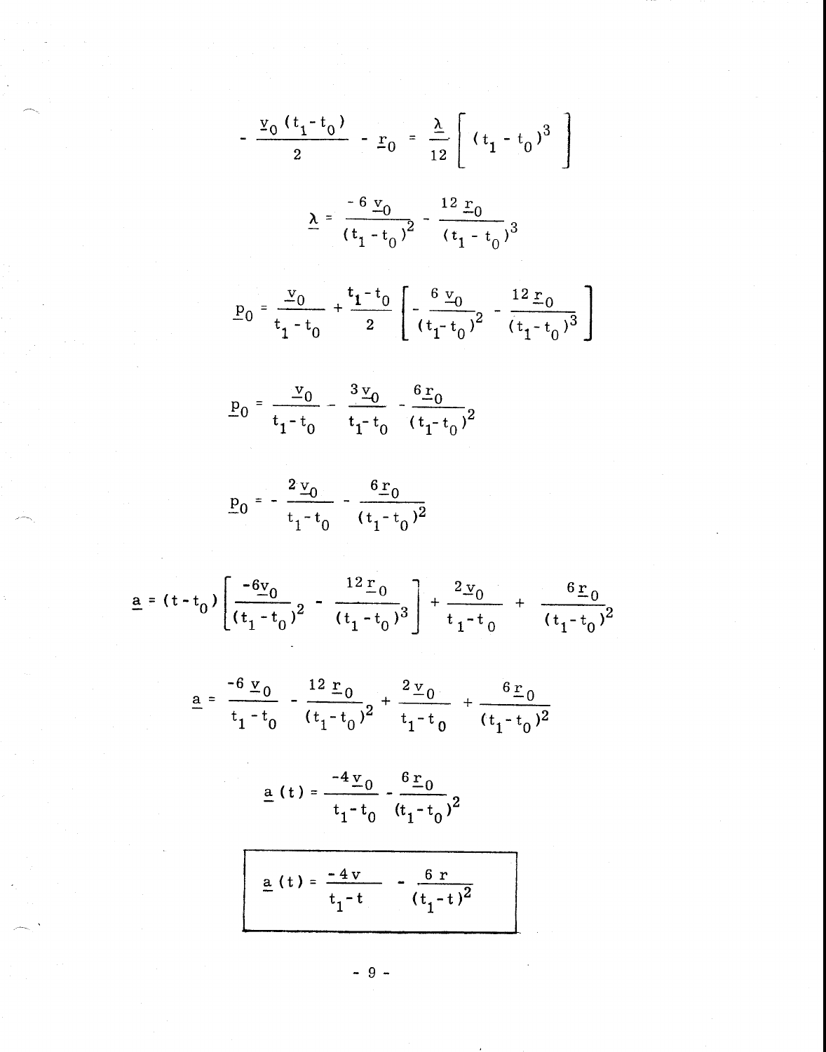$$-\frac{\underline{v}_0 (t_1 - t_0)}{2} - \underline{r}_0 = \frac{\underline{\lambda}}{12} \left[ (t_1 - t_0)^3 \right]$$

$$\underline{\lambda} = \frac{-6\,\underline{v}_0}{(t_1 - t_0)^2} - \frac{12\,\underline{r}_0}{(t_1 - t_0)^3}$$

$$\underline{p}_0 = \frac{\underline{v}_0}{t_1 - t_0} + \frac{t_1 - t_0}{2} \left[ -\frac{6\,\underline{v}_0}{(t_1 - t_0)^2} - \frac{12\,\underline{r}_0}{(t_1 - t_0)^3} \right]$$

$$\underline{p}_0 = \frac{\underline{v}_0}{t_1 - t_0} - \frac{3\,\underline{v}_0}{t_1 - t_0} - \frac{6\,\underline{r}_0}{(t_1 - t_0)^2}$$

$$\underline{p}_0 = -\frac{2\,\underline{v}_0}{t_1 - t_0} - \frac{6\,\underline{r}_0}{(t_1 - t_0)^2}$$

$$\underline{a} = (t - t_0) \left[ \frac{-6\underline{v}_0}{(t_1 - t_0)^2} - \frac{12\,\underline{r}_0}{(t_1 - t_0)^3} \right] + \frac{2\,\underline{v}_0}{t_1 - t_0} + \frac{6\,\underline{r}_0}{(t_1 - t_0)^2}$$

$$\underline{a} = \frac{-6\,\underline{v}_0}{t_1 - t_0} - \frac{12\,\underline{r}_0}{(t_1 - t_0)^2} + \frac{2\,\underline{v}_0}{t_1 - t_0} + \frac{6\,\underline{r}_0}{(t_1 - t_0)^2}$$

$$\underline{a}(t) = \frac{-4\,\underline{v}_0}{t_1 - t_0} - \frac{6\,\underline{r}_0}{(t_1 - t_0)^2}$$

$$\boxed{\underline{a}(t) = \frac{-4\,v}{t_1 - t} - \frac{6\,r}{(t_1 - t)^2}}$$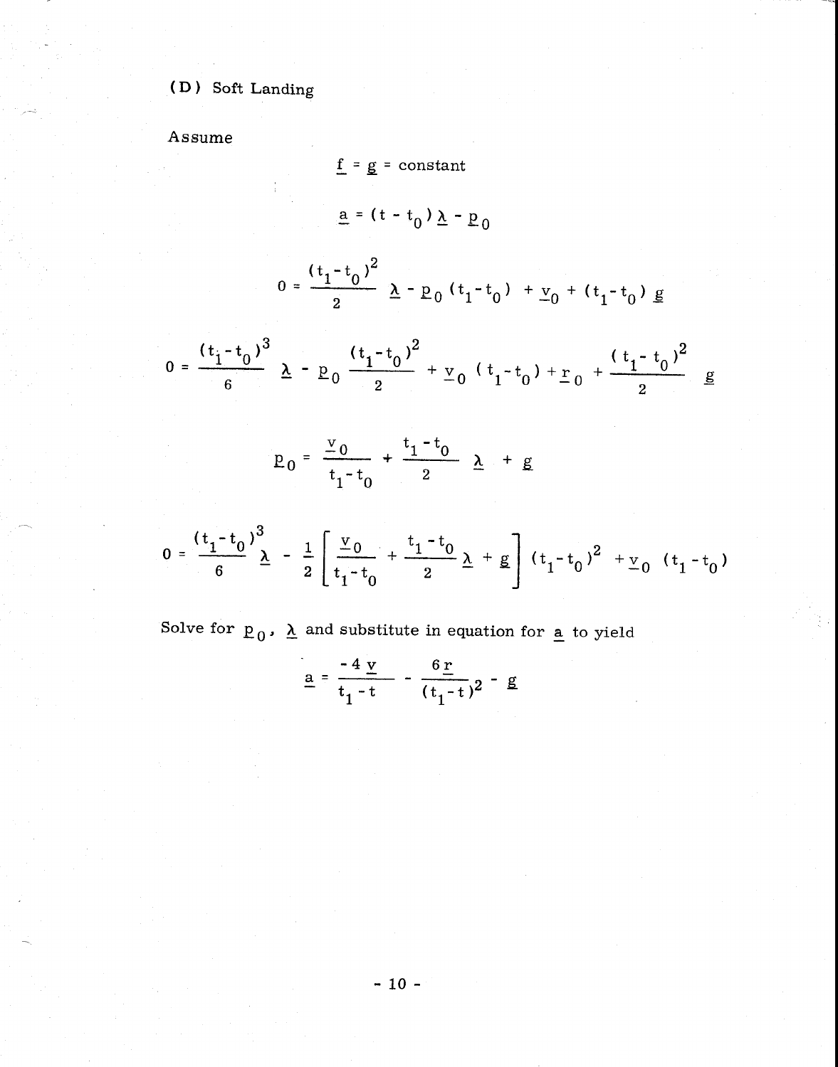## (D) Soft Landing

Assume

$$\underline{f} = \underline{g} = \text{constant}$$

$$\underline{a} = (t - t_0)\,\underline{\lambda} - \underline{p}_0$$

$$0 = \frac{(t_1 - t_0)^2}{2}\,\underline{\lambda} - \underline{p}_0\,(t_1 - t_0) + \underline{v}_0 + (t_1 - t_0)\,\underline{g}$$

$$0 = \frac{(t_1 - t_0)^3}{6}\,\underline{\lambda} - \underline{p}_0\,\frac{(t_1 - t_0)^2}{2} + \underline{v}_0\,(t_1 - t_0) + \underline{r}_0 + \frac{(t_1 - t_0)^2}{2}\,\underline{g}$$

$$\underline{p}_0 = \frac{\underline{v}_0}{t_1 - t_0} + \frac{t_1 - t_0}{2}\,\underline{\lambda} + \underline{g}$$

$$0 = \frac{(t_1 - t_0)^3}{6}\,\underline{\lambda} - \frac{1}{2}\left[\frac{\underline{v}_0}{t_1 - t_0} + \frac{t_1 - t_0}{2}\,\underline{\lambda} + \underline{g}\right](t_1 - t_0)^2 + \underline{v}_0\,(t_1 - t_0)$$

Solve for $\underline{p}_0$, $\underline{\lambda}$ and substitute in equation for $\underline{a}$ to yield

$$\underline{a} = \frac{-4\,\underline{v}}{t_1 - t} - \frac{6\,\underline{r}}{(t_1 - t)^2} - \underline{g}$$